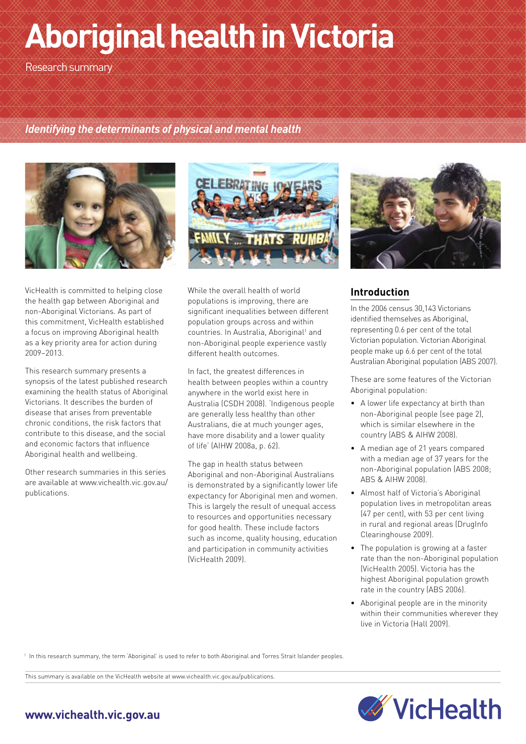# Aboriginal health in Victoria

Research summary

***Identifying the determinants of physical and mental health***

VicHealth is committed to helping close the health gap between Aboriginal and non-Aboriginal Victorians. As part of this commitment, VicHealth established a focus on improving Aboriginal health as a key priority area for action during 2009–2013.

This research summary presents a synopsis of the latest published research examining the health status of Aboriginal Victorians. It describes the burden of disease that arises from preventable chronic conditions, the risk factors that contribute to this disease, and the social and economic factors that influence Aboriginal health and wellbeing.

Other research summaries in this series are available at www.vichealth.vic.gov.au/publications.

While the overall health of world populations is improving, there are significant inequalities between different population groups across and within countries. In Australia, Aboriginal[1] and non-Aboriginal people experience vastly different health outcomes.

In fact, the greatest differences in health between peoples within a country anywhere in the world exist here in Australia (CSDH 2008). 'Indigenous people are generally less healthy than other Australians, die at much younger ages, have more disability and a lower quality of life' (AIHW 2008a, p. 62).

The gap in health status between Aboriginal and non-Aboriginal Australians is demonstrated by a significantly lower life expectancy for Aboriginal men and women. This is largely the result of unequal access to resources and opportunities necessary for good health. These include factors such as income, quality housing, education and participation in community activities (VicHealth 2009).

## Introduction

In the 2006 census 30,143 Victorians identified themselves as Aboriginal, representing 0.6 per cent of the total Victorian population. Victorian Aboriginal people make up 6.6 per cent of the total Australian Aboriginal population (ABS 2007).

These are some features of the Victorian Aboriginal population:

- A lower life expectancy at birth than non-Aboriginal people (see page 2), which is similar elsewhere in the country (ABS & AIHW 2008).
- A median age of 21 years compared with a median age of 37 years for the non-Aboriginal population (ABS 2008; ABS & AIHW 2008).
- Almost half of Victoria's Aboriginal population lives in metropolitan areas (47 per cent), with 53 per cent living in rural and regional areas (DrugInfo Clearinghouse 2009).
- The population is growing at a faster rate than the non-Aboriginal population (VicHealth 2005). Victoria has the highest Aboriginal population growth rate in the country (ABS 2006).
- Aboriginal people are in the minority within their communities wherever they live in Victoria (Hall 2009).

[1] In this research summary, the term 'Aboriginal' is used to refer to both Aboriginal and Torres Strait Islander peoples.

This summary is available on the VicHealth website at www.vichealth.vic.gov.au/publications.

www.vichealth.vic.gov.au

VicHealth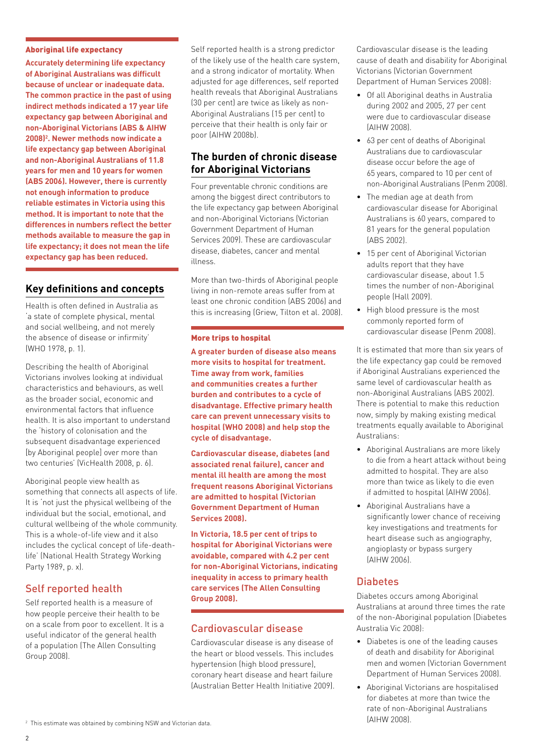**Aboriginal life expectancy**

**Accurately determining life expectancy of Aboriginal Australians was difficult because of unclear or inadequate data. The common practice in the past of using indirect methods indicated a 17 year life expectancy gap between Aboriginal and non-Aboriginal Victorians (ABS & AIHW 2008)[2]. Newer methods now indicate a life expectancy gap between Aboriginal and non-Aboriginal Australians of 11.8 years for men and 10 years for women (ABS 2006). However, there is currently not enough information to produce reliable estimates in Victoria using this method. It is important to note that the differences in numbers reflect the better methods available to measure the gap in life expectancy; it does not mean the life expectancy gap has been reduced.**

## Key definitions and concepts

Health is often defined in Australia as 'a state of complete physical, mental and social wellbeing, and not merely the absence of disease or infirmity' (WHO 1978, p. 1).

Describing the health of Aboriginal Victorians involves looking at individual characteristics and behaviours, as well as the broader social, economic and environmental factors that influence health. It is also important to understand the 'history of colonisation and the subsequent disadvantage experienced [by Aboriginal people] over more than two centuries' (VicHealth 2008, p. 6).

Aboriginal people view health as something that connects all aspects of life. It is 'not just the physical wellbeing of the individual but the social, emotional, and cultural wellbeing of the whole community. This is a whole-of-life view and it also includes the cyclical concept of life-death-life' (National Health Strategy Working Party 1989, p. x).

### Self reported health

Self reported health is a measure of how people perceive their health to be on a scale from poor to excellent. It is a useful indicator of the general health of a population (The Allen Consulting Group 2008).

Self reported health is a strong predictor of the likely use of the health care system, and a strong indicator of mortality. When adjusted for age differences, self reported health reveals that Aboriginal Australians (30 per cent) are twice as likely as non-Aboriginal Australians (15 per cent) to perceive that their health is only fair or poor (AIHW 2008b).

## The burden of chronic disease for Aboriginal Victorians

Four preventable chronic conditions are among the biggest direct contributors to the life expectancy gap between Aboriginal and non-Aboriginal Victorians (Victorian Government Department of Human Services 2009). These are cardiovascular disease, diabetes, cancer and mental illness.

More than two-thirds of Aboriginal people living in non-remote areas suffer from at least one chronic condition (ABS 2006) and this is increasing (Griew, Tilton et al. 2008).

**More trips to hospital**

**A greater burden of disease also means more visits to hospital for treatment. Time away from work, families and communities creates a further burden and contributes to a cycle of disadvantage. Effective primary health care can prevent unnecessary visits to hospital (WHO 2008) and help stop the cycle of disadvantage.**

**Cardiovascular disease, diabetes (and associated renal failure), cancer and mental ill health are among the most frequent reasons Aboriginal Victorians are admitted to hospital (Victorian Government Department of Human Services 2008).**

**In Victoria, 18.5 per cent of trips to hospital for Aboriginal Victorians were avoidable, compared with 4.2 per cent for non-Aboriginal Victorians, indicating inequality in access to primary health care services (The Allen Consulting Group 2008).**

### Cardiovascular disease

Cardiovascular disease is any disease of the heart or blood vessels. This includes hypertension (high blood pressure), coronary heart disease and heart failure (Australian Better Health Initiative 2009).

Cardiovascular disease is the leading cause of death and disability for Aboriginal Victorians (Victorian Government Department of Human Services 2008):

- Of all Aboriginal deaths in Australia during 2002 and 2005, 27 per cent were due to cardiovascular disease (AIHW 2008).
- 63 per cent of deaths of Aboriginal Australians due to cardiovascular disease occur before the age of 65 years, compared to 10 per cent of non-Aboriginal Australians (Penm 2008).
- The median age at death from cardiovascular disease for Aboriginal Australians is 60 years, compared to 81 years for the general population (ABS 2002).
- 15 per cent of Aboriginal Victorian adults report that they have cardiovascular disease, about 1.5 times the number of non-Aboriginal people (Hall 2009).
- High blood pressure is the most commonly reported form of cardiovascular disease (Penm 2008).

It is estimated that more than six years of the life expectancy gap could be removed if Aboriginal Australians experienced the same level of cardiovascular health as non-Aboriginal Australians (ABS 2002). There is potential to make this reduction now, simply by making existing medical treatments equally available to Aboriginal Australians:

- Aboriginal Australians are more likely to die from a heart attack without being admitted to hospital. They are also more than twice as likely to die even if admitted to hospital (AIHW 2006).
- Aboriginal Australians have a significantly lower chance of receiving key investigations and treatments for heart disease such as angiography, angioplasty or bypass surgery (AIHW 2006).

### Diabetes

Diabetes occurs among Aboriginal Australians at around three times the rate of the non-Aboriginal population (Diabetes Australia Vic 2008):

- Diabetes is one of the leading causes of death and disability for Aboriginal men and women (Victorian Government Department of Human Services 2008).
- Aboriginal Victorians are hospitalised for diabetes at more than twice the rate of non-Aboriginal Australians (AIHW 2008).

[2] This estimate was obtained by combining NSW and Victorian data.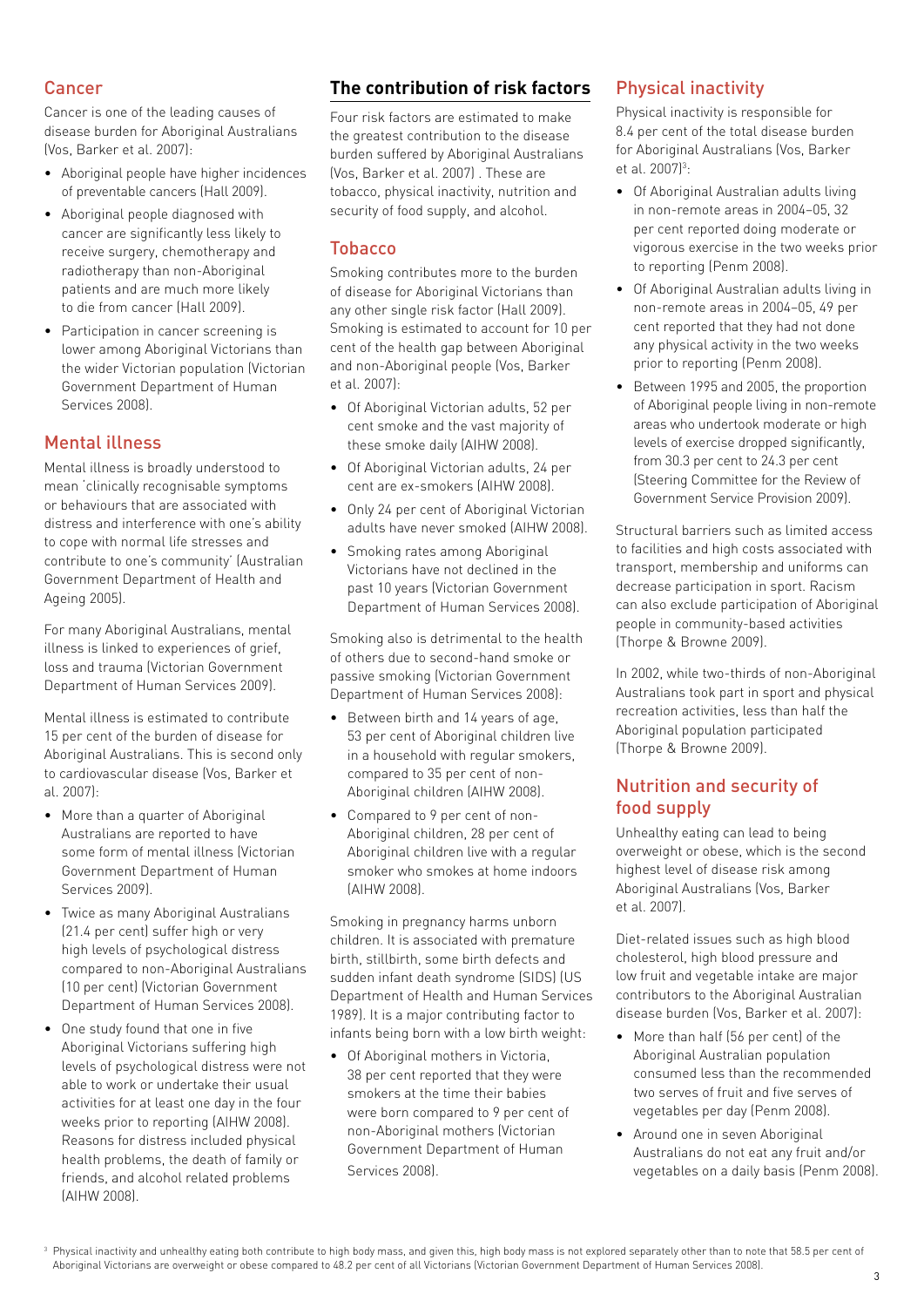## Cancer

Cancer is one of the leading causes of disease burden for Aboriginal Australians (Vos, Barker et al. 2007).

- Aboriginal people have higher incidences of preventable cancers (Hall 2009).
- Aboriginal people diagnosed with cancer are significantly less likely to receive surgery, chemotherapy and radiotherapy than non-Aboriginal patients and are much more likely to die from cancer (Hall 2009).
- Participation in cancer screening is lower among Aboriginal Victorians than the wider Victorian population (Victorian Government Department of Human Services 2008).

## Mental illness

Mental illness is broadly understood to mean 'clinically recognisable symptoms or behaviours that are associated with distress and interference with one's ability to cope with normal life stresses and contribute to one's community' (Australian Government Department of Health and Ageing 2005).

For many Aboriginal Australians, mental illness is linked to experiences of grief, loss and trauma (Victorian Government Department of Human Services 2009).

Mental illness is estimated to contribute 15 per cent of the burden of disease for Aboriginal Australians. This is second only to cardiovascular disease (Vos, Barker et al. 2007):

- More than a quarter of Aboriginal Australians are reported to have some form of mental illness (Victorian Government Department of Human Services 2009).
- Twice as many Aboriginal Australians (21.4 per cent) suffer high or very high levels of psychological distress compared to non-Aboriginal Australians (10 per cent) (Victorian Government Department of Human Services 2008).
- One study found that one in five Aboriginal Victorians suffering high levels of psychological distress were not able to work or undertake their usual activities for at least one day in the four weeks prior to reporting (AIHW 2008). Reasons for distress included physical health problems, the death of family or friends, and alcohol related problems (AIHW 2008).

## The contribution of risk factors

Four risk factors are estimated to make the greatest contribution to the disease burden suffered by Aboriginal Australians (Vos, Barker et al. 2007) . These are tobacco, physical inactivity, nutrition and security of food supply, and alcohol.

### Tobacco

Smoking contributes more to the burden of disease for Aboriginal Victorians than any other single risk factor (Hall 2009). Smoking is estimated to account for 10 per cent of the health gap between Aboriginal and non-Aboriginal people (Vos, Barker et al. 2007):

- Of Aboriginal Victorian adults, 52 per cent smoke and the vast majority of these smoke daily (AIHW 2008).
- Of Aboriginal Victorian adults, 24 per cent are ex-smokers (AIHW 2008).
- Only 24 per cent of Aboriginal Victorian adults have never smoked (AIHW 2008).
- Smoking rates among Aboriginal Victorians have not declined in the past 10 years (Victorian Government Department of Human Services 2008).

Smoking also is detrimental to the health of others due to second-hand smoke or passive smoking (Victorian Government Department of Human Services 2008):

- Between birth and 14 years of age, 53 per cent of Aboriginal children live in a household with regular smokers, compared to 35 per cent of non-Aboriginal children (AIHW 2008).
- Compared to 9 per cent of non-Aboriginal children, 28 per cent of Aboriginal children live with a regular smoker who smokes at home indoors (AIHW 2008).

Smoking in pregnancy harms unborn children. It is associated with premature birth, stillbirth, some birth defects and sudden infant death syndrome (SIDS) (US Department of Health and Human Services 1989). It is a major contributing factor to infants being born with a low birth weight:

- Of Aboriginal mothers in Victoria, 38 per cent reported that they were smokers at the time their babies were born compared to 9 per cent of non-Aboriginal mothers (Victorian Government Department of Human Services 2008).

### Physical inactivity

Physical inactivity is responsible for 8.4 per cent of the total disease burden for Aboriginal Australians (Vos, Barker et al. 2007)[3]:

- Of Aboriginal Australian adults living in non-remote areas in 2004–05, 32 per cent reported doing moderate or vigorous exercise in the two weeks prior to reporting (Penm 2008).
- Of Aboriginal Australian adults living in non-remote areas in 2004–05, 49 per cent reported that they had not done any physical activity in the two weeks prior to reporting (Penm 2008).
- Between 1995 and 2005, the proportion of Aboriginal people living in non-remote areas who undertook moderate or high levels of exercise dropped significantly, from 30.3 per cent to 24.3 per cent (Steering Committee for the Review of Government Service Provision 2009).

Structural barriers such as limited access to facilities and high costs associated with transport, membership and uniforms can decrease participation in sport. Racism can also exclude participation of Aboriginal people in community-based activities (Thorpe & Browne 2009).

In 2002, while two-thirds of non-Aboriginal Australians took part in sport and physical recreation activities, less than half the Aboriginal population participated (Thorpe & Browne 2009).

### Nutrition and security of food supply

Unhealthy eating can lead to being overweight or obese, which is the second highest level of disease risk among Aboriginal Australians (Vos, Barker et al. 2007).

Diet-related issues such as high blood cholesterol, high blood pressure and low fruit and vegetable intake are major contributors to the Aboriginal Australian disease burden (Vos, Barker et al. 2007):

- More than half (56 per cent) of the Aboriginal Australian population consumed less than the recommended two serves of fruit and five serves of vegetables per day (Penm 2008).
- Around one in seven Aboriginal Australians do not eat any fruit and/or vegetables on a daily basis (Penm 2008).

[3] Physical inactivity and unhealthy eating both contribute to high body mass, and given this, high body mass is not explored separately other than to note that 58.5 per cent of Aboriginal Victorians are overweight or obese compared to 48.2 per cent of all Victorians (Victorian Government Department of Human Services 2008).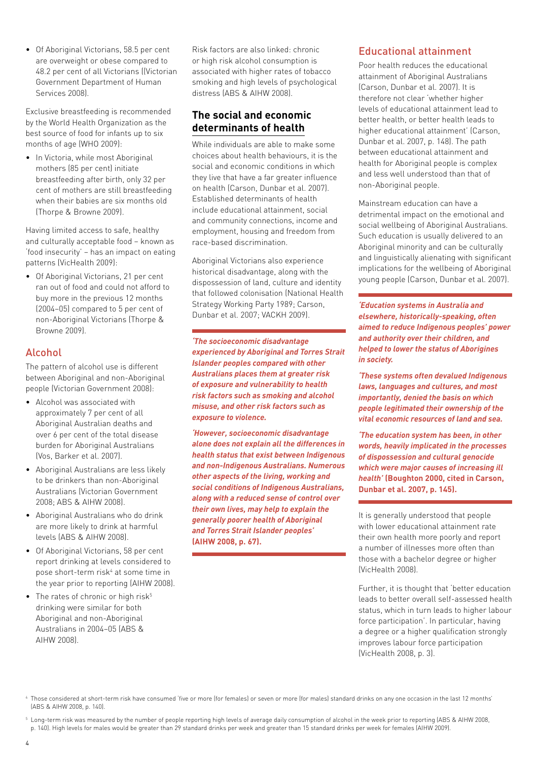- Of Aboriginal Victorians, 58.5 per cent are overweight or obese compared to 48.2 per cent of all Victorians ((Victorian Government Department of Human Services 2008).

Exclusive breastfeeding is recommended by the World Health Organization as the best source of food for infants up to six months of age (WHO 2009):

- In Victoria, while most Aboriginal mothers (85 per cent) initiate breastfeeding after birth, only 32 per cent of mothers are still breastfeeding when their babies are six months old (Thorpe & Browne 2009).

Having limited access to safe, healthy and culturally acceptable food – known as 'food insecurity' – has an impact on eating patterns (VicHealth 2009):

- Of Aboriginal Victorians, 21 per cent ran out of food and could not afford to buy more in the previous 12 months (2004–05) compared to 5 per cent of non-Aboriginal Victorians (Thorpe & Browne 2009).

## Alcohol

The pattern of alcohol use is different between Aboriginal and non-Aboriginal people (Victorian Government 2008):

- Alcohol was associated with approximately 7 per cent of all Aboriginal Australian deaths and over 6 per cent of the total disease burden for Aboriginal Australians (Vos, Barker et al. 2007).
- Aboriginal Australians are less likely to be drinkers than non-Aboriginal Australians (Victorian Government 2008; ABS & AIHW 2008).
- Aboriginal Australians who do drink are more likely to drink at harmful levels (ABS & AIHW 2008).
- Of Aboriginal Victorians, 58 per cent report drinking at levels considered to pose short-term risk[4] at some time in the year prior to reporting (AIHW 2008).
- The rates of chronic or high risk[5] drinking were similar for both Aboriginal and non-Aboriginal Australians in 2004–05 (ABS & AIHW 2008).

Risk factors are also linked: chronic or high risk alcohol consumption is associated with higher rates of tobacco smoking and high levels of psychological distress (ABS & AIHW 2008).

## The social and economic determinants of health

While individuals are able to make some choices about health behaviours, it is the social and economic conditions in which they live that have a far greater influence on health (Carson, Dunbar et al. 2007). Established determinants of health include educational attainment, social and community connections, income and employment, housing and freedom from race-based discrimination.

Aboriginal Victorians also experience historical disadvantage, along with the dispossession of land, culture and identity that followed colonisation (National Health Strategy Working Party 1989; Carson, Dunbar et al. 2007; VACKH 2009).

***'The socioeconomic disadvantage experienced by Aboriginal and Torres Strait Islander peoples compared with other Australians places them at greater risk of exposure and vulnerability to health risk factors such as smoking and alcohol misuse, and other risk factors such as exposure to violence.***

***'However, socioeconomic disadvantage alone does not explain all the differences in health status that exist between Indigenous and non-Indigenous Australians. Numerous other aspects of the living, working and social conditions of Indigenous Australians, along with a reduced sense of control over their own lives, may help to explain the generally poorer health of Aboriginal and Torres Strait Islander peoples'* (AIHW 2008, p. 67).**

## Educational attainment

Poor health reduces the educational attainment of Aboriginal Australians (Carson, Dunbar et al. 2007). It is therefore not clear 'whether higher levels of educational attainment lead to better health, or better health leads to higher educational attainment' (Carson, Dunbar et al. 2007, p. 148). The path between educational attainment and health for Aboriginal people is complex and less well understood than that of non-Aboriginal people.

Mainstream education can have a detrimental impact on the emotional and social wellbeing of Aboriginal Australians. Such education is usually delivered to an Aboriginal minority and can be culturally and linguistically alienating with significant implications for the wellbeing of Aboriginal young people (Carson, Dunbar et al. 2007).

***'Education systems in Australia and elsewhere, historically-speaking, often aimed to reduce Indigenous peoples' power and authority over their children, and helped to lower the status of Aborigines in society.***

***'These systems often devalued Indigenous laws, languages and cultures, and most importantly, denied the basis on which people legitimated their ownership of the vital economic resources of land and sea.***

***'The education system has been, in other words, heavily implicated in the processes of dispossession and cultural genocide which were major causes of increasing ill health'* (Boughton 2000, cited in Carson, Dunbar et al. 2007, p. 145).**

It is generally understood that people with lower educational attainment rate their own health more poorly and report a number of illnesses more often than those with a bachelor degree or higher (VicHealth 2008).

Further, it is thought that 'better education leads to better overall self-assessed health status, which in turn leads to higher labour force participation'. In particular, having a degree or a higher qualification strongly improves labour force participation (VicHealth 2008, p. 3).

---

[4] Those considered at short-term risk have consumed 'five or more (for females) or seven or more (for males) standard drinks on any one occasion in the last 12 months' (ABS & AIHW 2008, p. 140).

[5] Long-term risk was measured by the number of people reporting high levels of average daily consumption of alcohol in the week prior to reporting (ABS & AIHW 2008, p. 140). High levels for males would be greater than 29 standard drinks per week and greater than 15 standard drinks per week for females (AIHW 2009).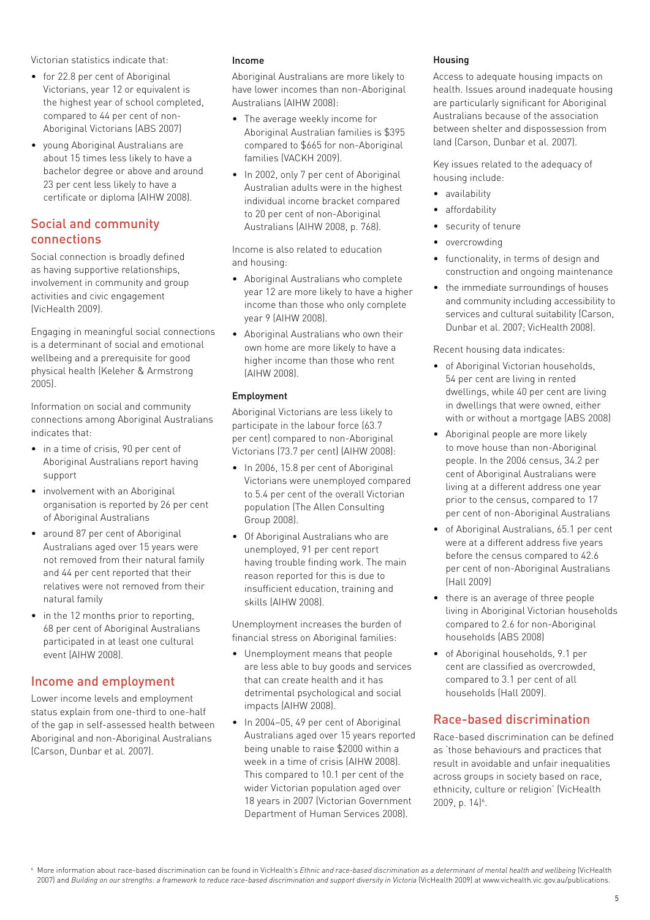Victorian statistics indicate that:

- for 22.8 per cent of Aboriginal Victorians, year 12 or equivalent is the highest year of school completed, compared to 44 per cent of non-Aboriginal Victorians (ABS 2007)
- young Aboriginal Australians are about 15 times less likely to have a bachelor degree or above and around 23 per cent less likely to have a certificate or diploma (AIHW 2008).

## Social and community connections

Social connection is broadly defined as having supportive relationships, involvement in community and group activities and civic engagement (VicHealth 2009).

Engaging in meaningful social connections is a determinant of social and emotional wellbeing and a prerequisite for good physical health (Keleher & Armstrong 2005).

Information on social and community connections among Aboriginal Australians indicates that:

- in a time of crisis, 90 per cent of Aboriginal Australians report having support
- involvement with an Aboriginal organisation is reported by 26 per cent of Aboriginal Australians
- around 87 per cent of Aboriginal Australians aged over 15 years were not removed from their natural family and 44 per cent reported that their relatives were not removed from their natural family
- in the 12 months prior to reporting, 68 per cent of Aboriginal Australians participated in at least one cultural event (AIHW 2008).

## Income and employment

Lower income levels and employment status explain from one-third to one-half of the gap in self-assessed health between Aboriginal and non-Aboriginal Australians (Carson, Dunbar et al. 2007).

### Income

Aboriginal Australians are more likely to have lower incomes than non-Aboriginal Australians (AIHW 2008):

- The average weekly income for Aboriginal Australian families is $395 compared to $665 for non-Aboriginal families (VACKH 2009).
- In 2002, only 7 per cent of Aboriginal Australian adults were in the highest individual income bracket compared to 20 per cent of non-Aboriginal Australians (AIHW 2008, p. 768).

Income is also related to education and housing:

- Aboriginal Australians who complete year 12 are more likely to have a higher income than those who only complete year 9 (AIHW 2008).
- Aboriginal Australians who own their own home are more likely to have a higher income than those who rent (AIHW 2008).

### Employment

Aboriginal Victorians are less likely to participate in the labour force (63.7 per cent) compared to non-Aboriginal Victorians (73.7 per cent) (AIHW 2008):

- In 2006, 15.8 per cent of Aboriginal Victorians were unemployed compared to 5.4 per cent of the overall Victorian population (The Allen Consulting Group 2008).
- Of Aboriginal Australians who are unemployed, 91 per cent report having trouble finding work. The main reason reported for this is due to insufficient education, training and skills (AIHW 2008).

Unemployment increases the burden of financial stress on Aboriginal families:

- Unemployment means that people are less able to buy goods and services that can create health and it has detrimental psychological and social impacts (AIHW 2008).
- In 2004–05, 49 per cent of Aboriginal Australians aged over 15 years reported being unable to raise $2000 within a week in a time of crisis (AIHW 2008). This compared to 10.1 per cent of the wider Victorian population aged over 18 years in 2007 (Victorian Government Department of Human Services 2008).

### Housing

Access to adequate housing impacts on health. Issues around inadequate housing are particularly significant for Aboriginal Australians because of the association between shelter and dispossession from land (Carson, Dunbar et al. 2007).

Key issues related to the adequacy of housing include:

- availability
- affordability
- security of tenure
- overcrowding
- functionality, in terms of design and construction and ongoing maintenance
- the immediate surroundings of houses and community including accessibility to services and cultural suitability (Carson, Dunbar et al. 2007; VicHealth 2008).

Recent housing data indicates:

- of Aboriginal Victorian households, 54 per cent are living in rented dwellings, while 40 per cent are living in dwellings that were owned, either with or without a mortgage (ABS 2008)
- Aboriginal people are more likely to move house than non-Aboriginal people. In the 2006 census, 34.2 per cent of Aboriginal Australians were living at a different address one year prior to the census, compared to 17 per cent of non-Aboriginal Australians
- of Aboriginal Australians, 65.1 per cent were at a different address five years before the census compared to 42.6 per cent of non-Aboriginal Australians (Hall 2009)
- there is an average of three people living in Aboriginal Victorian households compared to 2.6 for non-Aboriginal households (ABS 2008)
- of Aboriginal households, 9.1 per cent are classified as overcrowded, compared to 3.1 per cent of all households (Hall 2009).

## Race-based discrimination

Race-based discrimination can be defined as 'those behaviours and practices that result in avoidable and unfair inequalities across groups in society based on race, ethnicity, culture or religion' (VicHealth 2009, p. 14)[6].

[6] More information about race-based discrimination can be found in VicHealth's *Ethnic and race-based discrimination as a determinant of mental health and wellbeing* (VicHealth 2007) and *Building on our strengths: a framework to reduce race-based discrimination and support diversity in Victoria* (VicHealth 2009) at www.vichealth.vic.gov.au/publications.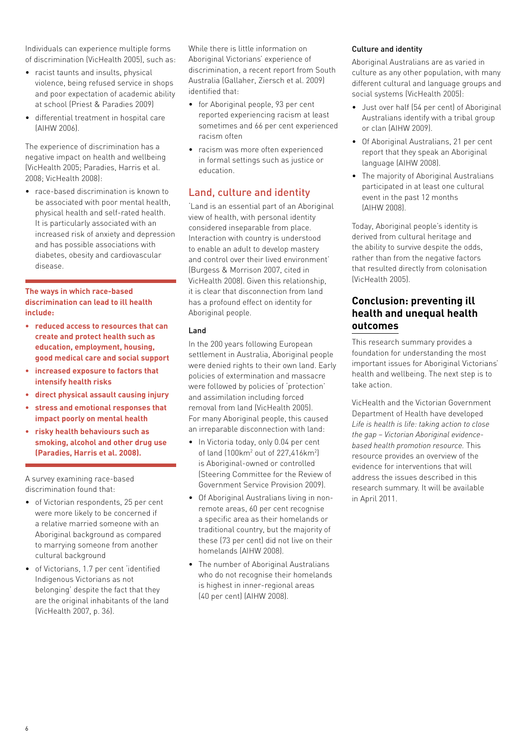Individuals can experience multiple forms of discrimination (VicHealth 2005), such as:

- racist taunts and insults, physical violence, being refused service in shops and poor expectation of academic ability at school (Priest & Paradies 2009)
- differential treatment in hospital care (AIHW 2006).

The experience of discrimination has a negative impact on health and wellbeing (VicHealth 2005; Paradies, Harris et al. 2008; VicHealth 2008):

- race-based discrimination is known to be associated with poor mental health, physical health and self-rated health. It is particularly associated with an increased risk of anxiety and depression and has possible associations with diabetes, obesity and cardiovascular disease.

**The ways in which race-based discrimination can lead to ill health include:**

- **reduced access to resources that can create and protect health such as education, employment, housing, good medical care and social support**
- **increased exposure to factors that intensify health risks**
- **direct physical assault causing injury**
- **stress and emotional responses that impact poorly on mental health**
- **risky health behaviours such as smoking, alcohol and other drug use (Paradies, Harris et al. 2008).**

A survey examining race-based discrimination found that:

- of Victorian respondents, 25 per cent were more likely to be concerned if a relative married someone with an Aboriginal background as compared to marrying someone from another cultural background
- of Victorians, 1.7 per cent 'identified Indigenous Victorians as not belonging' despite the fact that they are the original inhabitants of the land (VicHealth 2007, p. 36).

While there is little information on Aboriginal Victorians' experience of discrimination, a recent report from South Australia (Gallaher, Ziersch et al. 2009) identified that:

- for Aboriginal people, 93 per cent reported experiencing racism at least sometimes and 66 per cent experienced racism often
- racism was more often experienced in formal settings such as justice or education.

## Land, culture and identity

'Land is an essential part of an Aboriginal view of health, with personal identity considered inseparable from place. Interaction with country is understood to enable an adult to develop mastery and control over their lived environment' (Burgess & Morrison 2007, cited in VicHealth 2008). Given this relationship, it is clear that disconnection from land has a profound effect on identity for Aboriginal people.

### Land

In the 200 years following European settlement in Australia, Aboriginal people were denied rights to their own land. Early policies of extermination and massacre were followed by policies of 'protection' and assimilation including forced removal from land (VicHealth 2005). For many Aboriginal people, this caused an irreparable disconnection with land:

- In Victoria today, only 0.04 per cent of land (100km$^2$ out of 227,416km$^2$) is Aboriginal-owned or controlled (Steering Committee for the Review of Government Service Provision 2009).
- Of Aboriginal Australians living in non-remote areas, 60 per cent recognise a specific area as their homelands or traditional country, but the majority of these (73 per cent) did not live on their homelands (AIHW 2008).
- The number of Aboriginal Australians who do not recognise their homelands is highest in inner-regional areas (40 per cent) (AIHW 2008).

### Culture and identity

Aboriginal Australians are as varied in culture as any other population, with many different cultural and language groups and social systems (VicHealth 2005):

- Just over half (54 per cent) of Aboriginal Australians identify with a tribal group or clan (AIHW 2009).
- Of Aboriginal Australians, 21 per cent report that they speak an Aboriginal language (AIHW 2008).
- The majority of Aboriginal Australians participated in at least one cultural event in the past 12 months (AIHW 2008).

Today, Aboriginal people's identity is derived from cultural heritage and the ability to survive despite the odds, rather than from the negative factors that resulted directly from colonisation (VicHealth 2005).

## Conclusion: preventing ill health and unequal health outcomes

This research summary provides a foundation for understanding the most important issues for Aboriginal Victorians' health and wellbeing. The next step is to take action.

VicHealth and the Victorian Government Department of Health have developed *Life is health is life: taking action to close the gap – Victorian Aboriginal evidence-based health promotion resource.* This resource provides an overview of the evidence for interventions that will address the issues described in this research summary. It will be available in April 2011.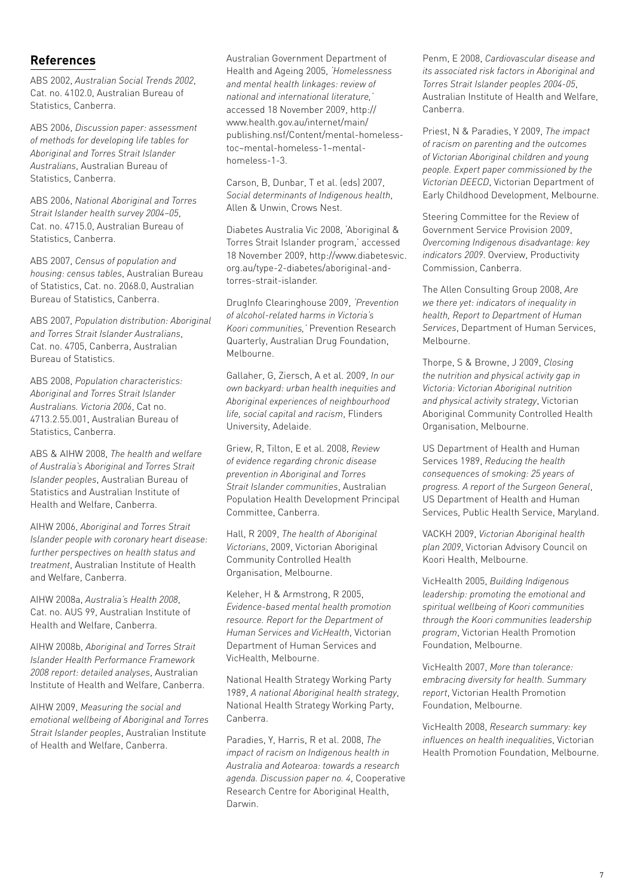## References

ABS 2002, *Australian Social Trends 2002*, Cat. no. 4102.0, Australian Bureau of Statistics, Canberra.

ABS 2006, *Discussion paper: assessment of methods for developing life tables for Aboriginal and Torres Strait Islander Australians*, Australian Bureau of Statistics, Canberra.

ABS 2006, *National Aboriginal and Torres Strait Islander health survey 2004–05*, Cat. no. 4715.0, Australian Bureau of Statistics, Canberra.

ABS 2007, *Census of population and housing: census tables*, Australian Bureau of Statistics, Cat. no. 2068.0, Australian Bureau of Statistics, Canberra.

ABS 2007, *Population distribution: Aboriginal and Torres Strait Islander Australians*, Cat. no. 4705, Canberra, Australian Bureau of Statistics.

ABS 2008, *Population characteristics: Aboriginal and Torres Strait Islander Australians. Victoria 2006*, Cat no. 4713.2.55.001, Australian Bureau of Statistics, Canberra.

ABS & AIHW 2008, *The health and welfare of Australia's Aboriginal and Torres Strait Islander peoples*, Australian Bureau of Statistics and Australian Institute of Health and Welfare, Canberra.

AIHW 2006, *Aboriginal and Torres Strait Islander people with coronary heart disease: further perspectives on health status and treatment*, Australian Institute of Health and Welfare, Canberra.

AIHW 2008a, *Australia's Health 2008*, Cat. no. AUS 99, Australian Institute of Health and Welfare, Canberra.

AIHW 2008b, *Aboriginal and Torres Strait Islander Health Performance Framework 2008 report: detailed analyses*, Australian Institute of Health and Welfare, Canberra.

AIHW 2009, *Measuring the social and emotional wellbeing of Aboriginal and Torres Strait Islander peoples*, Australian Institute of Health and Welfare, Canberra.

Australian Government Department of Health and Ageing 2005, *'Homelessness and mental health linkages: review of national and international literature,'* accessed 18 November 2009, http://www.health.gov.au/internet/main/publishing.nsf/Content/mental-homeless-toc~mental-homeless-1~mental-homeless-1-3.

Carson, B, Dunbar, T et al. (eds) 2007, *Social determinants of Indigenous health*, Allen & Unwin, Crows Nest.

Diabetes Australia Vic 2008, 'Aboriginal & Torres Strait Islander program,' accessed 18 November 2009, http://www.diabetesvic.org.au/type-2-diabetes/aboriginal-and-torres-strait-islander.

DrugInfo Clearinghouse 2009, *'Prevention of alcohol-related harms in Victoria's Koori communities,'* Prevention Research Quarterly, Australian Drug Foundation, Melbourne.

Gallaher, G, Ziersch, A et al. 2009, *In our own backyard: urban health inequities and Aboriginal experiences of neighbourhood life, social capital and racism*, Flinders University, Adelaide.

Griew, R, Tilton, E et al. 2008, *Review of evidence regarding chronic disease prevention in Aboriginal and Torres Strait Islander communities*, Australian Population Health Development Principal Committee, Canberra.

Hall, R 2009, *The health of Aboriginal Victorians*, 2009, Victorian Aboriginal Community Controlled Health Organisation, Melbourne.

Keleher, H & Armstrong, R 2005, *Evidence-based mental health promotion resource. Report for the Department of Human Services and VicHealth*, Victorian Department of Human Services and VicHealth, Melbourne.

National Health Strategy Working Party 1989, *A national Aboriginal health strategy*, National Health Strategy Working Party, Canberra.

Paradies, Y, Harris, R et al. 2008, *The impact of racism on Indigenous health in Australia and Aotearoa: towards a research agenda. Discussion paper no. 4*, Cooperative Research Centre for Aboriginal Health, Darwin.

Penm, E 2008, *Cardiovascular disease and its associated risk factors in Aboriginal and Torres Strait Islander peoples 2004-05*, Australian Institute of Health and Welfare, Canberra.

Priest, N & Paradies, Y 2009, *The impact of racism on parenting and the outcomes of Victorian Aboriginal children and young people. Expert paper commissioned by the Victorian DEECD*, Victorian Department of Early Childhood Development, Melbourne.

Steering Committee for the Review of Government Service Provision 2009, *Overcoming Indigenous disadvantage: key indicators 2009*. Overview, Productivity Commission, Canberra.

The Allen Consulting Group 2008, *Are we there yet: indicators of inequality in health, Report to Department of Human Services*, Department of Human Services, Melbourne.

Thorpe, S & Browne, J 2009, *Closing the nutrition and physical activity gap in Victoria: Victorian Aboriginal nutrition and physical activity strategy*, Victorian Aboriginal Community Controlled Health Organisation, Melbourne.

US Department of Health and Human Services 1989, *Reducing the health consequences of smoking: 25 years of progress. A report of the Surgeon General*, US Department of Health and Human Services, Public Health Service, Maryland.

VACKH 2009, *Victorian Aboriginal health plan 2009*, Victorian Advisory Council on Koori Health, Melbourne.

VicHealth 2005, *Building Indigenous leadership: promoting the emotional and spiritual wellbeing of Koori communities through the Koori communities leadership program*, Victorian Health Promotion Foundation, Melbourne.

VicHealth 2007, *More than tolerance: embracing diversity for health. Summary report*, Victorian Health Promotion Foundation, Melbourne.

VicHealth 2008, *Research summary: key influences on health inequalities*, Victorian Health Promotion Foundation, Melbourne.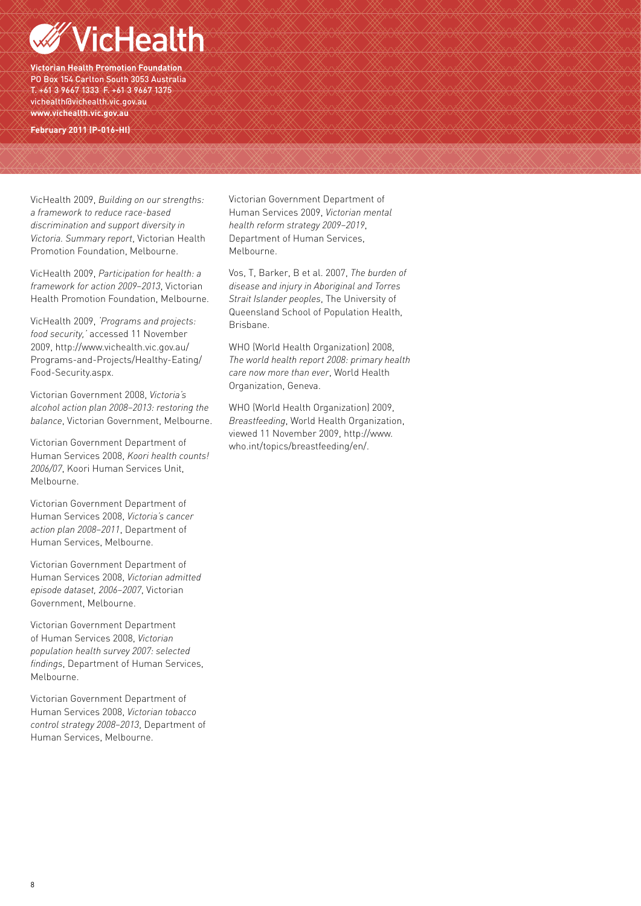VicHealth

**Victorian Health Promotion Foundation**
PO Box 154 Carlton South 3053 Australia
T. +61 3 9667 1333 F. +61 3 9667 1375
vichealth@vichealth.vic.gov.au
**www.vichealth.vic.gov.au**

**February 2011 (P-016-HI)**

VicHealth 2009, *Building on our strengths: a framework to reduce race-based discrimination and support diversity in Victoria. Summary report*, Victorian Health Promotion Foundation, Melbourne.

VicHealth 2009, *Participation for health: a framework for action 2009–2013*, Victorian Health Promotion Foundation, Melbourne.

VicHealth 2009, *'Programs and projects: food security,'* accessed 11 November 2009, http://www.vichealth.vic.gov.au/Programs-and-Projects/Healthy-Eating/Food-Security.aspx.

Victorian Government 2008, *Victoria's alcohol action plan 2008–2013: restoring the balance*, Victorian Government, Melbourne.

Victorian Government Department of Human Services 2008, *Koori health counts! 2006/07*, Koori Human Services Unit, Melbourne.

Victorian Government Department of Human Services 2008, *Victoria's cancer action plan 2008–2011*, Department of Human Services, Melbourne.

Victorian Government Department of Human Services 2008, *Victorian admitted episode dataset, 2006–2007*, Victorian Government, Melbourne.

Victorian Government Department of Human Services 2008, *Victorian population health survey 2007: selected findings*, Department of Human Services, Melbourne.

Victorian Government Department of Human Services 2008, *Victorian tobacco control strategy 2008–2013*, Department of Human Services, Melbourne.

Victorian Government Department of Human Services 2009, *Victorian mental health reform strategy 2009–2019*, Department of Human Services, Melbourne.

Vos, T, Barker, B et al. 2007, *The burden of disease and injury in Aboriginal and Torres Strait Islander peoples*, The University of Queensland School of Population Health, Brisbane.

WHO (World Health Organization) 2008, *The world health report 2008: primary health care now more than ever*, World Health Organization, Geneva.

WHO (World Health Organization) 2009, *Breastfeeding*, World Health Organization, viewed 11 November 2009, http://www.who.int/topics/breastfeeding/en/.